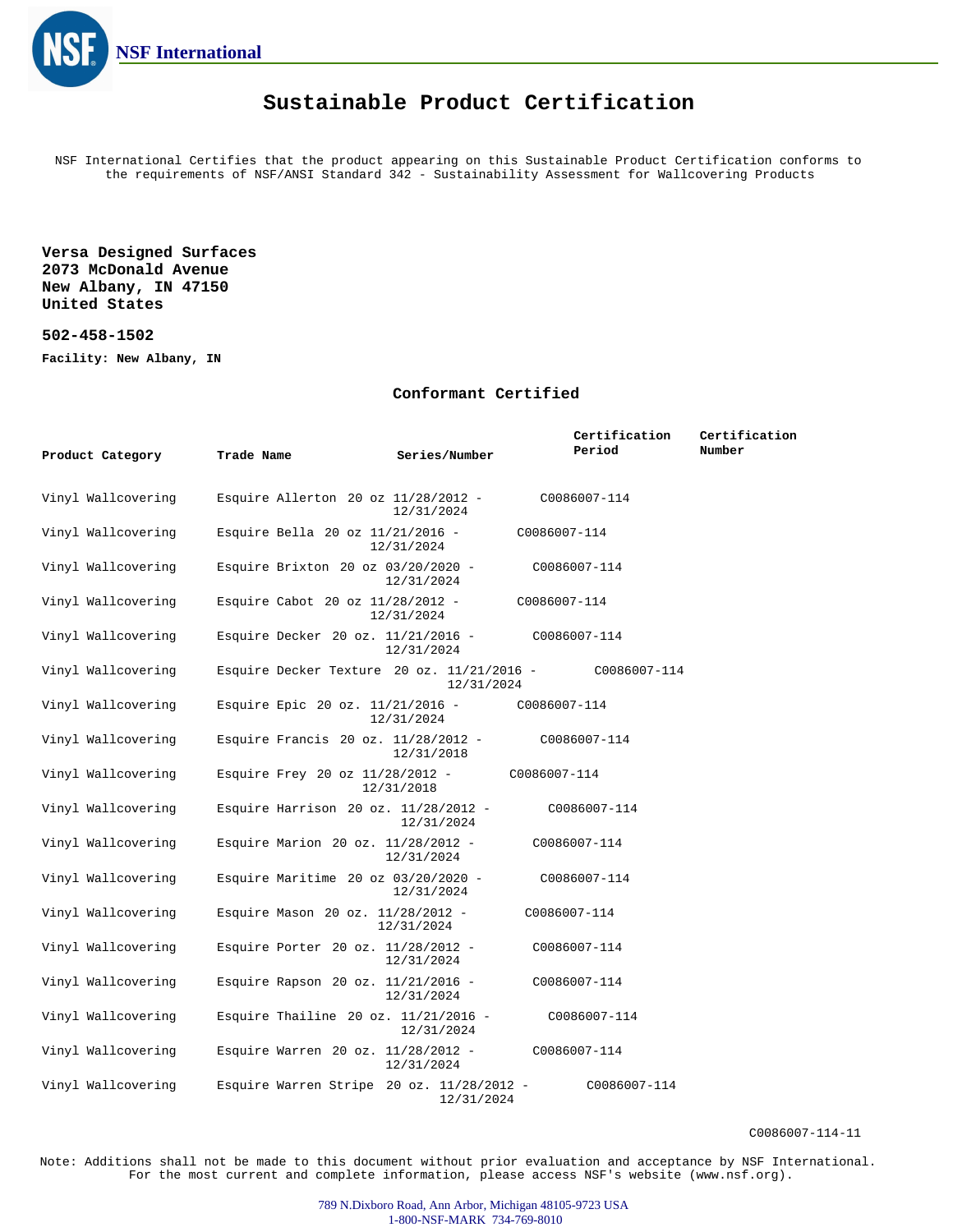NSF International

# Sustainable Product Certification

NSF International Certifies that the product appearing on this Sustainable Product Certification conforms to the requirements of NSF/ANSI Standard 342 - Sustainability Assessment for Wallcovering Products

**Versa Designed Surfaces**
**2073 McDonald Avenue**
**New Albany, IN 47150**
**United States**

**502-458-1502**

**Facility: New Albany, IN**

## Conformant Certified

| Product Category | Trade Name | Series/Number | Certification Period | Certification Number |
|---|---|---|---|---|
| Vinyl Wallcovering | Esquire Allerton | 20 oz | 11/28/2012 - 12/31/2024 | C0086007-114 |
| Vinyl Wallcovering | Esquire Bella | 20 oz | 11/21/2016 - 12/31/2024 | C0086007-114 |
| Vinyl Wallcovering | Esquire Brixton | 20 oz | 03/20/2020 - 12/31/2024 | C0086007-114 |
| Vinyl Wallcovering | Esquire Cabot | 20 oz | 11/28/2012 - 12/31/2024 | C0086007-114 |
| Vinyl Wallcovering | Esquire Decker | 20 oz. | 11/21/2016 - 12/31/2024 | C0086007-114 |
| Vinyl Wallcovering | Esquire Decker Texture | 20 oz. | 11/21/2016 - 12/31/2024 | C0086007-114 |
| Vinyl Wallcovering | Esquire Epic | 20 oz. | 11/21/2016 - 12/31/2024 | C0086007-114 |
| Vinyl Wallcovering | Esquire Francis | 20 oz. | 11/28/2012 - 12/31/2018 | C0086007-114 |
| Vinyl Wallcovering | Esquire Frey | 20 oz | 11/28/2012 - 12/31/2018 | C0086007-114 |
| Vinyl Wallcovering | Esquire Harrison | 20 oz. | 11/28/2012 - 12/31/2024 | C0086007-114 |
| Vinyl Wallcovering | Esquire Marion | 20 oz. | 11/28/2012 - 12/31/2024 | C0086007-114 |
| Vinyl Wallcovering | Esquire Maritime | 20 oz | 03/20/2020 - 12/31/2024 | C0086007-114 |
| Vinyl Wallcovering | Esquire Mason | 20 oz. | 11/28/2012 - 12/31/2024 | C0086007-114 |
| Vinyl Wallcovering | Esquire Porter | 20 oz. | 11/28/2012 - 12/31/2024 | C0086007-114 |
| Vinyl Wallcovering | Esquire Rapson | 20 oz. | 11/21/2016 - 12/31/2024 | C0086007-114 |
| Vinyl Wallcovering | Esquire Thailine | 20 oz. | 11/21/2016 - 12/31/2024 | C0086007-114 |
| Vinyl Wallcovering | Esquire Warren | 20 oz. | 11/28/2012 - 12/31/2024 | C0086007-114 |
| Vinyl Wallcovering | Esquire Warren Stripe | 20 oz. | 11/28/2012 - 12/31/2024 | C0086007-114 |

C0086007-114-11

Note: Additions shall not be made to this document without prior evaluation and acceptance by NSF International. For the most current and complete information, please access NSF's website (www.nsf.org).

789 N.Dixboro Road, Ann Arbor, Michigan 48105-9723 USA
1-800-NSF-MARK 734-769-8010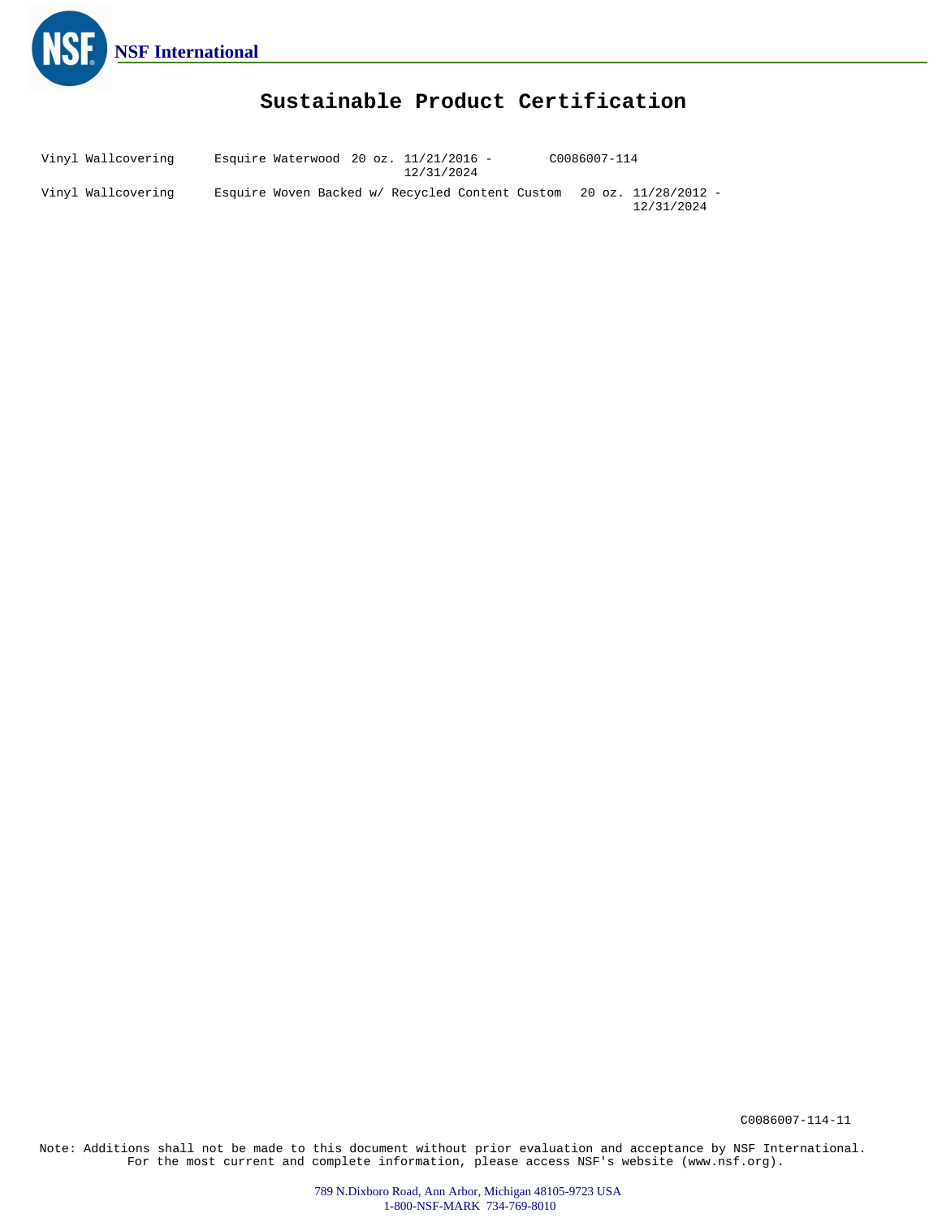# Sustainable Product Certification

| | | | | |
|---|---|---|---|---|
| Vinyl Wallcovering | Esquire Waterwood | 20 oz. | 11/21/2016 - 12/31/2024 | C0086007-114 |
| Vinyl Wallcovering | Esquire Woven Backed w/ Recycled Content Custom | 20 oz. | 11/28/2012 - 12/31/2024 | |

C0086007-114-11

Note: Additions shall not be made to this document without prior evaluation and acceptance by NSF International.
For the most current and complete information, please access NSF's website (www.nsf.org).

789 N.Dixboro Road, Ann Arbor, Michigan 48105-9723 USA
1-800-NSF-MARK 734-769-8010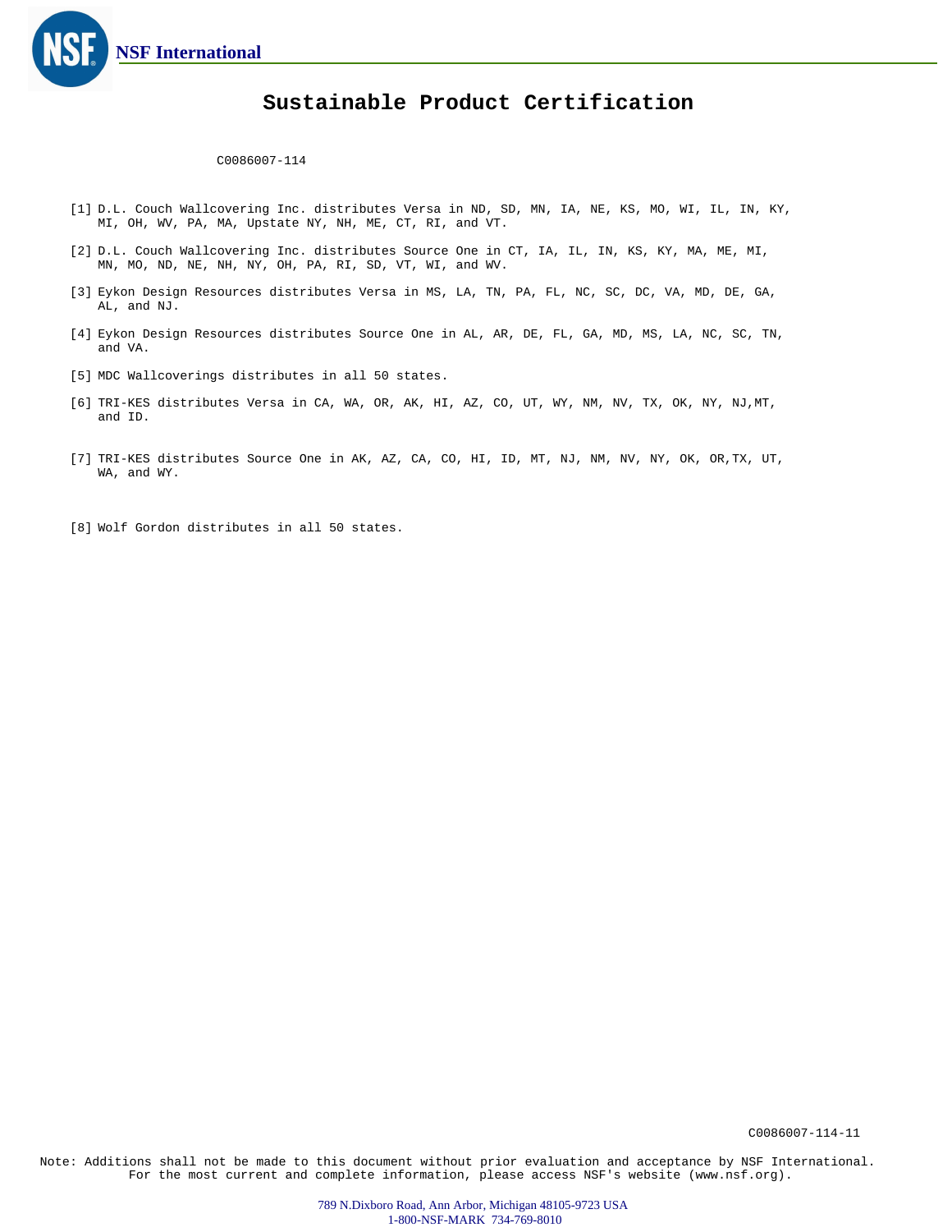NSF International

# Sustainable Product Certification

C0086007-114

[1] D.L. Couch Wallcovering Inc. distributes Versa in ND, SD, MN, IA, NE, KS, MO, WI, IL, IN, KY, MI, OH, WV, PA, MA, Upstate NY, NH, ME, CT, RI, and VT.

[2] D.L. Couch Wallcovering Inc. distributes Source One in CT, IA, IL, IN, KS, KY, MA, ME, MI, MN, MO, ND, NE, NH, NY, OH, PA, RI, SD, VT, WI, and WV.

[3] Eykon Design Resources distributes Versa in MS, LA, TN, PA, FL, NC, SC, DC, VA, MD, DE, GA, AL, and NJ.

[4] Eykon Design Resources distributes Source One in AL, AR, DE, FL, GA, MD, MS, LA, NC, SC, TN, and VA.

[5] MDC Wallcoverings distributes in all 50 states.

[6] TRI-KES distributes Versa in CA, WA, OR, AK, HI, AZ, CO, UT, WY, NM, NV, TX, OK, NY, NJ,MT, and ID.

[7] TRI-KES distributes Source One in AK, AZ, CA, CO, HI, ID, MT, NJ, NM, NV, NY, OK, OR,TX, UT, WA, and WY.

[8] Wolf Gordon distributes in all 50 states.

C0086007-114-11

Note: Additions shall not be made to this document without prior evaluation and acceptance by NSF International. For the most current and complete information, please access NSF's website (www.nsf.org).

789 N.Dixboro Road, Ann Arbor, Michigan 48105-9723 USA
1-800-NSF-MARK 734-769-8010